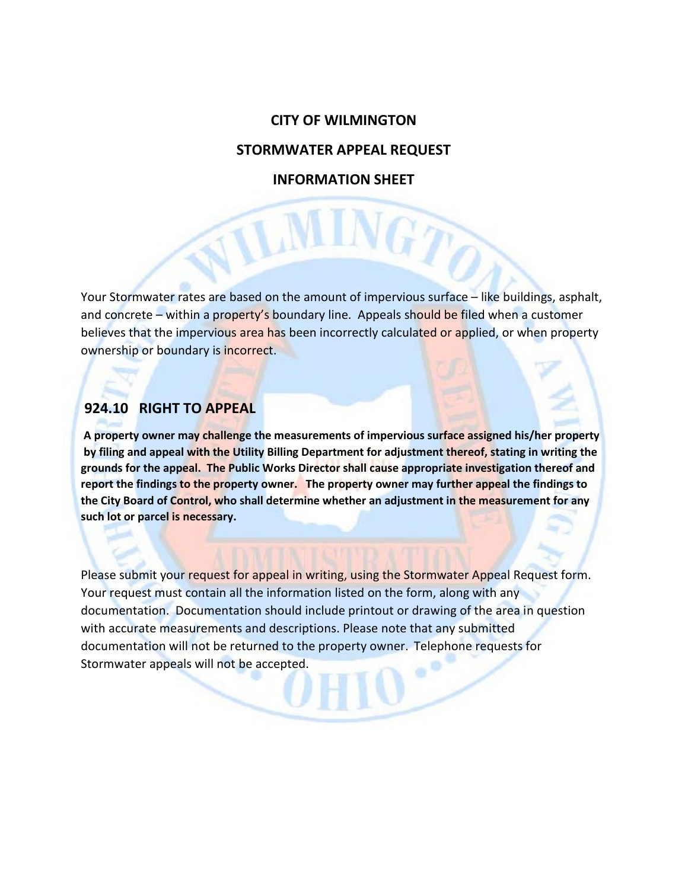# CITY OF WILMINGTON

# STORMWATER APPEAL REQUEST

# INFORMATION SHEET

Your Stormwater rates are based on the amount of impervious surface – like buildings, asphalt, and concrete – within a property's boundary line. Appeals should be filed when a customer believes that the impervious area has been incorrectly calculated or applied, or when property ownership or boundary is incorrect.

## 924.10 RIGHT TO APPEAL

**A property owner may challenge the measurements of impervious surface assigned his/her property by filing and appeal with the Utility Billing Department for adjustment thereof, stating in writing the grounds for the appeal. The Public Works Director shall cause appropriate investigation thereof and report the findings to the property owner. The property owner may further appeal the findings to the City Board of Control, who shall determine whether an adjustment in the measurement for any such lot or parcel is necessary.**

Please submit your request for appeal in writing, using the Stormwater Appeal Request form. Your request must contain all the information listed on the form, along with any documentation. Documentation should include printout or drawing of the area in question with accurate measurements and descriptions. Please note that any submitted documentation will not be returned to the property owner. Telephone requests for Stormwater appeals will not be accepted.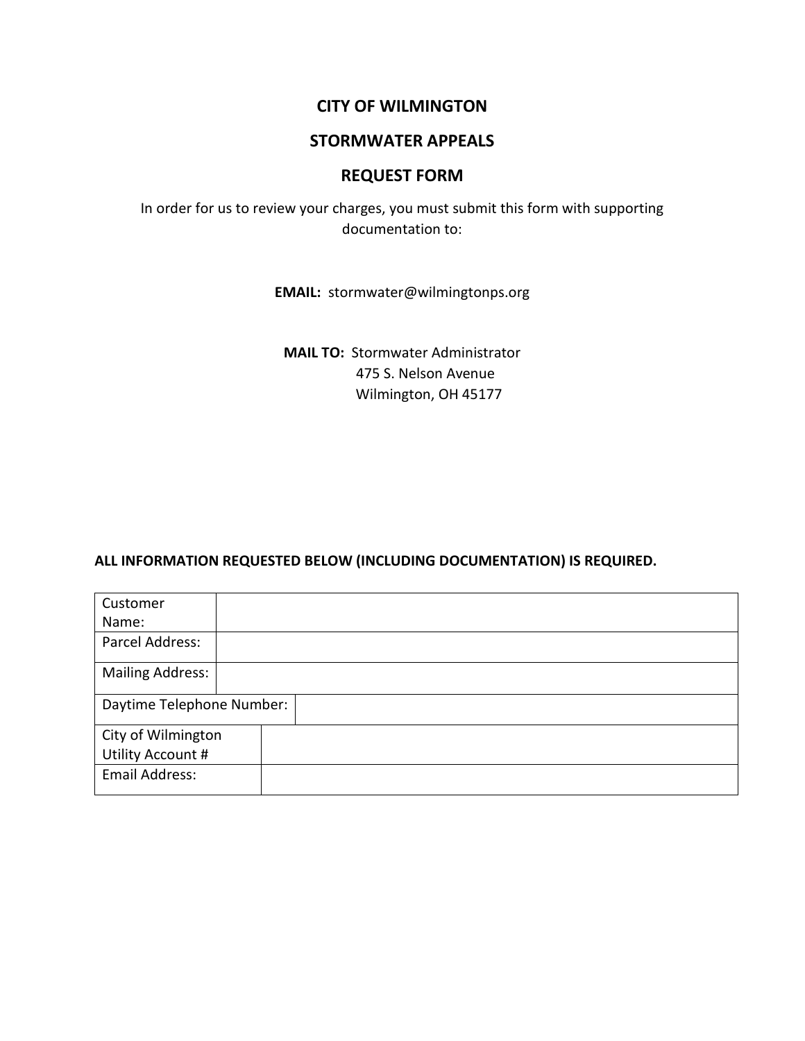# CITY OF WILMINGTON

## STORMWATER APPEALS

## REQUEST FORM

In order for us to review your charges, you must submit this form with supporting documentation to:

**EMAIL:** stormwater@wilmingtonps.org

**MAIL TO:** Stormwater Administrator
475 S. Nelson Avenue
Wilmington, OH 45177

**ALL INFORMATION REQUESTED BELOW (INCLUDING DOCUMENTATION) IS REQUIRED.**

| | |
|---|---|
| Customer Name: | |
| Parcel Address: | |
| Mailing Address: | |
| Daytime Telephone Number: | |
| City of Wilmington Utility Account # | |
| Email Address: | |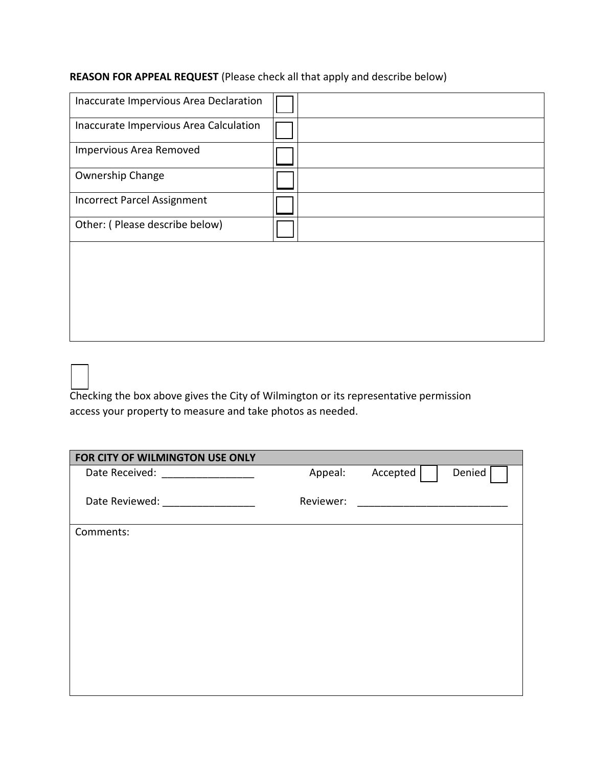**REASON FOR APPEAL REQUEST** (Please check all that apply and describe below)

| | | |
|---|---|---|
| Inaccurate Impervious Area Declaration | ☐ | |
| Inaccurate Impervious Area Calculation | ☐ | |
| Impervious Area Removed | ☐ | |
| Ownership Change | ☐ | |
| Incorrect Parcel Assignment | ☐ | |
| Other: ( Please describe below) | ☐ | |

☐

Checking the box above gives the City of Wilmington or its representative permission access your property to measure and take photos as needed.

| FOR CITY OF WILMINGTON USE ONLY | |
|---|---|
| Date Received: ________________ | Appeal: Accepted ☐ Denied ☐ |
| Date Reviewed: ________________ | Reviewer: ___________________________ |
| Comments: | |